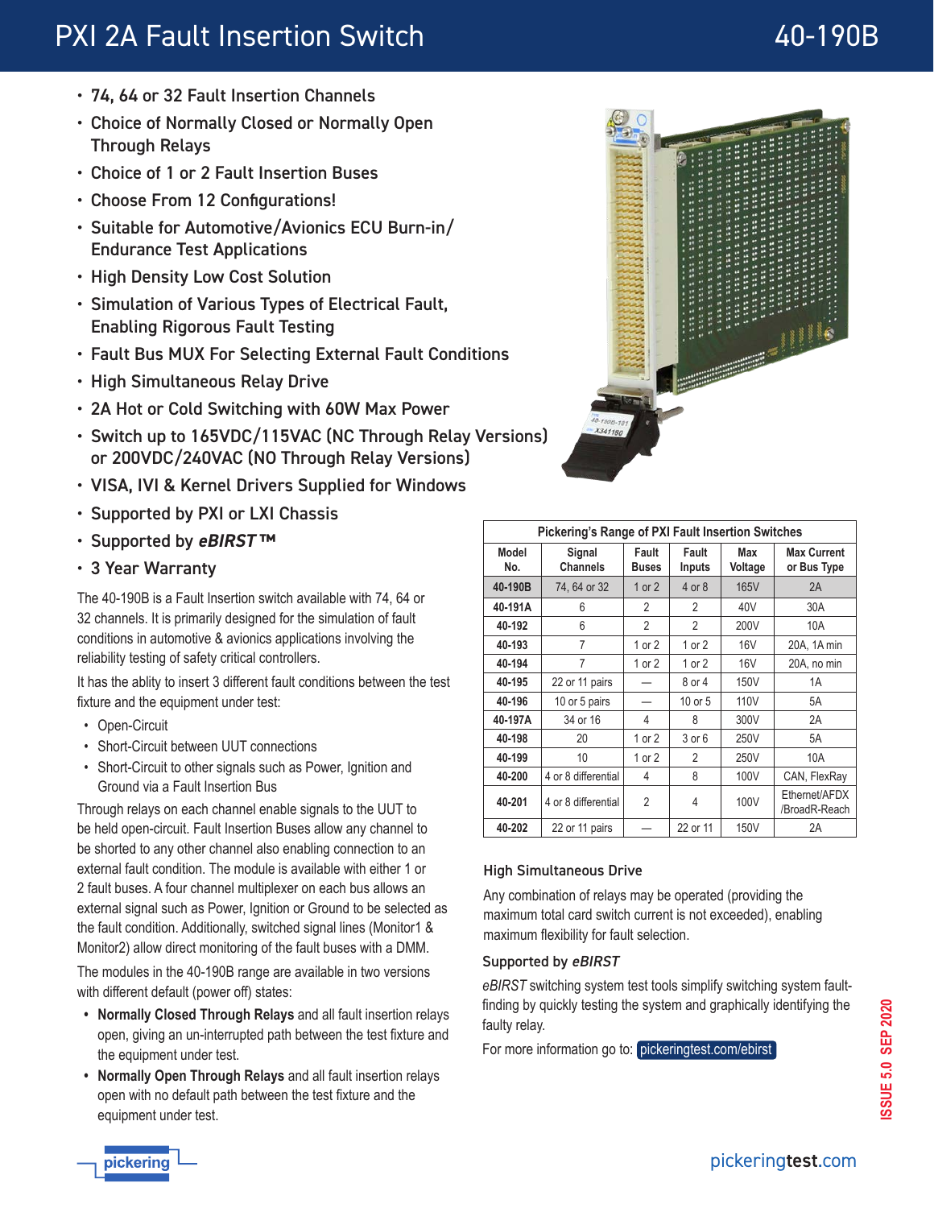# PXI 2A Fault Insertion Switch

# 40-190B

- 74, 64 or 32 Fault Insertion Channels
- Choice of Normally Closed or Normally Open Through Relays
- Choice of 1 or 2 Fault Insertion Buses
- Choose From 12 Configurations!
- Suitable for Automotive/Avionics ECU Burn-in/ Endurance Test Applications
- High Density Low Cost Solution
- Simulation of Various Types of Electrical Fault, Enabling Rigorous Fault Testing
- Fault Bus MUX For Selecting External Fault Conditions
- High Simultaneous Relay Drive
- 2A Hot or Cold Switching with 60W Max Power
- Switch up to 165VDC/115VAC (NC Through Relay Versions) or 200VDC/240VAC (NO Through Relay Versions)
- VISA, IVI & Kernel Drivers Supplied for Windows
- Supported by PXI or LXI Chassis
- Supported by ***eBIRST™***
- 3 Year Warranty

The 40-190B is a Fault Insertion switch available with 74, 64 or 32 channels. It is primarily designed for the simulation of fault conditions in automotive & avionics applications involving the reliability testing of safety critical controllers.

It has the ablity to insert 3 different fault conditions between the test fixture and the equipment under test:

- Open-Circuit
- Short-Circuit between UUT connections
- Short-Circuit to other signals such as Power, Ignition and Ground via a Fault Insertion Bus

Through relays on each channel enable signals to the UUT to be held open-circuit. Fault Insertion Buses allow any channel to be shorted to any other channel also enabling connection to an external fault condition. The module is available with either 1 or 2 fault buses. A four channel multiplexer on each bus allows an external signal such as Power, Ignition or Ground to be selected as the fault condition. Additionally, switched signal lines (Monitor1 & Monitor2) allow direct monitoring of the fault buses with a DMM.

The modules in the 40-190B range are available in two versions with different default (power off) states:

- **Normally Closed Through Relays** and all fault insertion relays open, giving an un-interrupted path between the test fixture and the equipment under test.
- **Normally Open Through Relays** and all fault insertion relays open with no default path between the test fixture and the equipment under test.

| Pickering's Range of PXI Fault Insertion Switches | | | | | |
|---|---|---|---|---|---|
| Model No. | Signal Channels | Fault Buses | Fault Inputs | Max Voltage | Max Current or Bus Type |
| **40-190B** | 74, 64 or 32 | 1 or 2 | 4 or 8 | 165V | 2A |
| **40-191A** | 6 | 2 | 2 | 40V | 30A |
| **40-192** | 6 | 2 | 2 | 200V | 10A |
| **40-193** | 7 | 1 or 2 | 1 or 2 | 16V | 20A, 1A min |
| **40-194** | 7 | 1 or 2 | 1 or 2 | 16V | 20A, no min |
| **40-195** | 22 or 11 pairs | — | 8 or 4 | 150V | 1A |
| **40-196** | 10 or 5 pairs | — | 10 or 5 | 110V | 5A |
| **40-197A** | 34 or 16 | 4 | 8 | 300V | 2A |
| **40-198** | 20 | 1 or 2 | 3 or 6 | 250V | 5A |
| **40-199** | 10 | 1 or 2 | 2 | 250V | 10A |
| **40-200** | 4 or 8 differential | 4 | 8 | 100V | CAN, FlexRay |
| **40-201** | 4 or 8 differential | 2 | 4 | 100V | Ethernet/AFDX /BroadR-Reach |
| **40-202** | 22 or 11 pairs | — | 22 or 11 | 150V | 2A |

### High Simultaneous Drive

Any combination of relays may be operated (providing the maximum total card switch current is not exceeded), enabling maximum flexibility for fault selection.

### Supported by *eBIRST*

*eBIRST* switching system test tools simplify switching system fault-finding by quickly testing the system and graphically identifying the faulty relay.

For more information go to: pickeringtest.com/ebirst

ISSUE 5.0 SEP 2020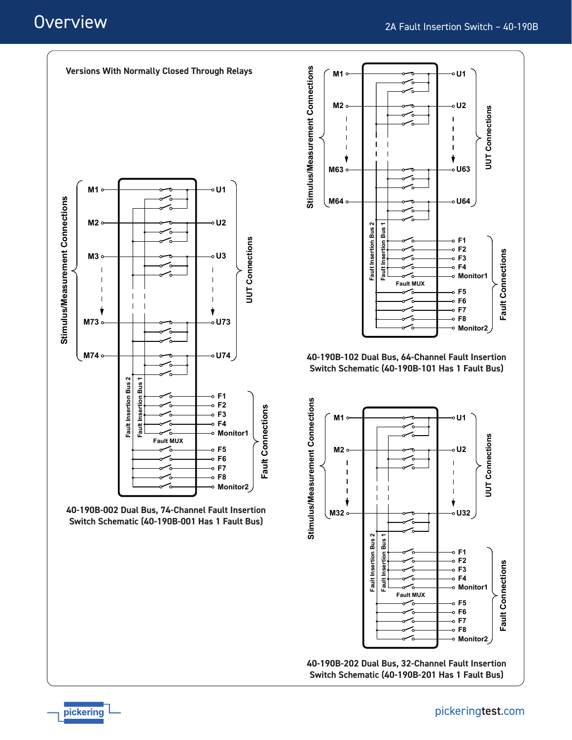## Versions With Normally Closed Through Relays

40-190B-002 Dual Bus, 74-Channel Fault Insertion Switch Schematic (40-190B-001 Has 1 Fault Bus)

40-190B-102 Dual Bus, 64-Channel Fault Insertion Switch Schematic (40-190B-101 Has 1 Fault Bus)

40-190B-202 Dual Bus, 32-Channel Fault Insertion Switch Schematic (40-190B-201 Has 1 Fault Bus)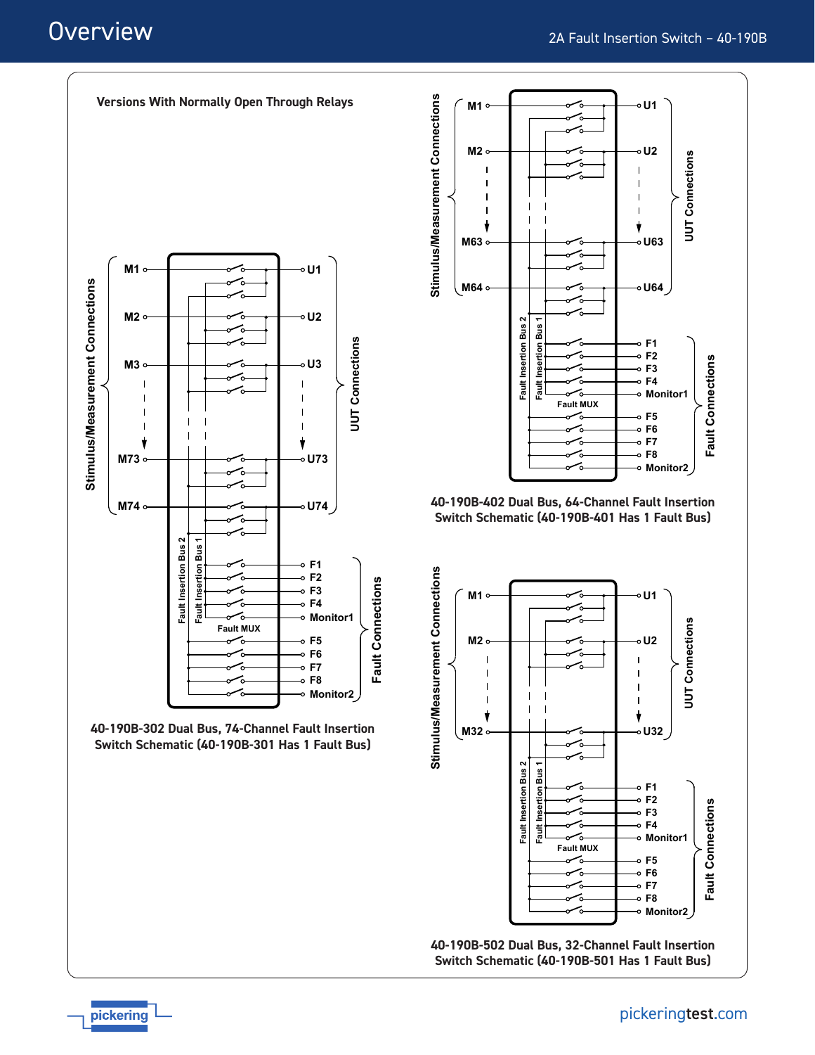# Overview

Versions With Normally Open Through Relays

40-190B-302 Dual Bus, 74-Channel Fault Insertion Switch Schematic (40-190B-301 Has 1 Fault Bus)

40-190B-402 Dual Bus, 64-Channel Fault Insertion Switch Schematic (40-190B-401 Has 1 Fault Bus)

40-190B-502 Dual Bus, 32-Channel Fault Insertion Switch Schematic (40-190B-501 Has 1 Fault Bus)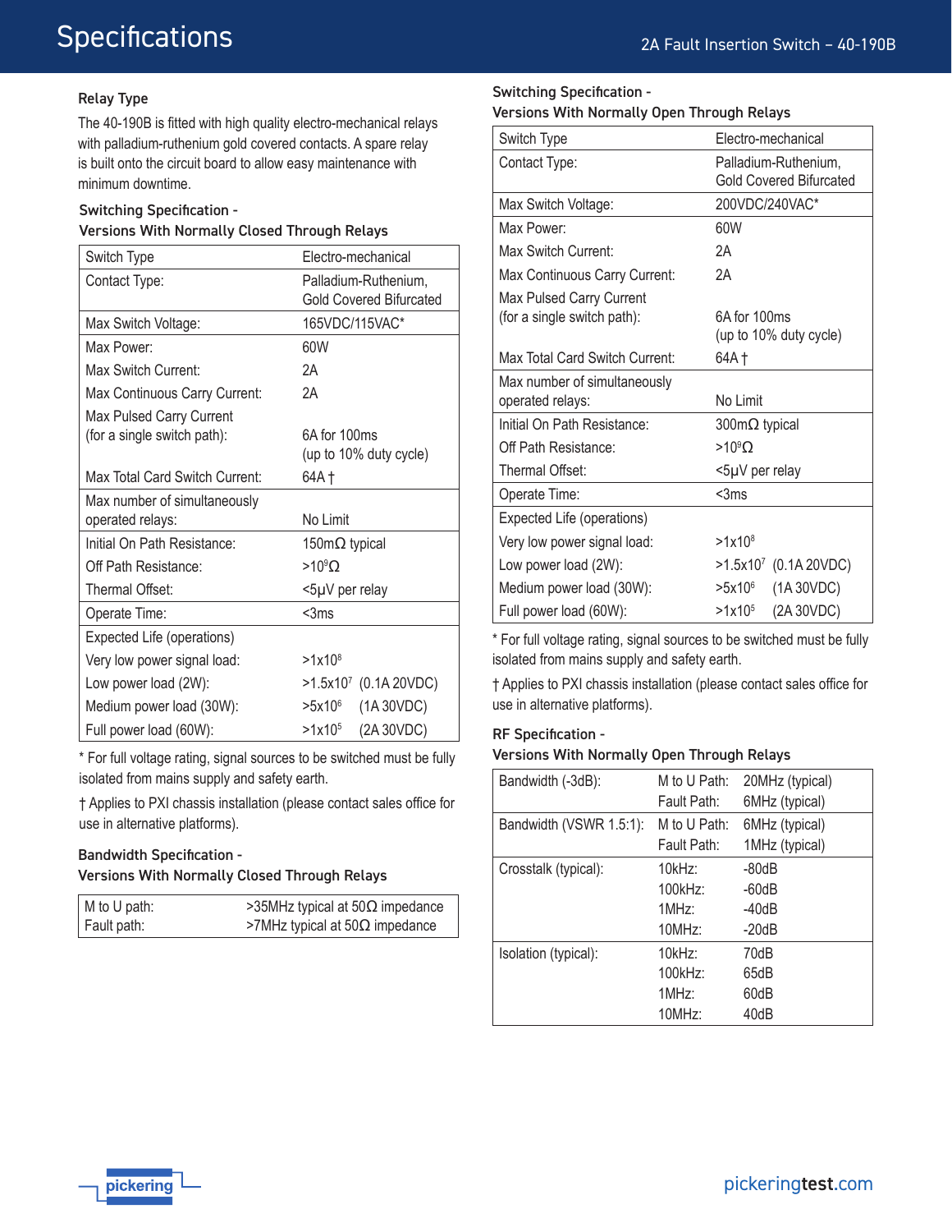# Specifications

## Relay Type

The 40-190B is fitted with high quality electro-mechanical relays with palladium-ruthenium gold covered contacts. A spare relay is built onto the circuit board to allow easy maintenance with minimum downtime.

### Switching Specification - Versions With Normally Closed Through Relays

| | |
|---|---|
| Switch Type | Electro-mechanical |
| Contact Type: | Palladium-Ruthenium, Gold Covered Bifurcated |
| Max Switch Voltage: | 165VDC/115VAC* |
| Max Power: | 60W |
| Max Switch Current: | 2A |
| Max Continuous Carry Current: | 2A |
| Max Pulsed Carry Current (for a single switch path): | 6A for 100ms (up to 10% duty cycle) |
| Max Total Card Switch Current: | 64A † |
| Max number of simultaneously operated relays: | No Limit |
| Initial On Path Resistance: | 150mΩ typical |
| Off Path Resistance: | $>10^9\Omega$ |
| Thermal Offset: | <5μV per relay |
| Operate Time: | <3ms |
| Expected Life (operations) | |
| Very low power signal load: | $>1x10^8$ |
| Low power load (2W): | $>1.5x10^7$ (0.1A 20VDC) |
| Medium power load (30W): | $>5x10^6$ (1A 30VDC) |
| Full power load (60W): | $>1x10^5$ (2A 30VDC) |

\* For full voltage rating, signal sources to be switched must be fully isolated from mains supply and safety earth.

† Applies to PXI chassis installation (please contact sales office for use in alternative platforms).

### Bandwidth Specification - Versions With Normally Closed Through Relays

| | |
|---|---|
| M to U path: | >35MHz typical at 50Ω impedance |
| Fault path: | >7MHz typical at 50Ω impedance |

### Switching Specification - Versions With Normally Open Through Relays

| | |
|---|---|
| Switch Type | Electro-mechanical |
| Contact Type: | Palladium-Ruthenium, Gold Covered Bifurcated |
| Max Switch Voltage: | 200VDC/240VAC* |
| Max Power: | 60W |
| Max Switch Current: | 2A |
| Max Continuous Carry Current: | 2A |
| Max Pulsed Carry Current (for a single switch path): | 6A for 100ms (up to 10% duty cycle) |
| Max Total Card Switch Current: | 64A † |
| Max number of simultaneously operated relays: | No Limit |
| Initial On Path Resistance: | 300mΩ typical |
| Off Path Resistance: | $>10^9\Omega$ |
| Thermal Offset: | <5μV per relay |
| Operate Time: | <3ms |
| Expected Life (operations) | |
| Very low power signal load: | $>1x10^8$ |
| Low power load (2W): | $>1.5x10^7$ (0.1A 20VDC) |
| Medium power load (30W): | $>5x10^6$ (1A 30VDC) |
| Full power load (60W): | $>1x10^5$ (2A 30VDC) |

\* For full voltage rating, signal sources to be switched must be fully isolated from mains supply and safety earth.

† Applies to PXI chassis installation (please contact sales office for use in alternative platforms).

### RF Specification - Versions With Normally Open Through Relays

| | | |
|---|---|---|
| Bandwidth (-3dB): | M to U Path: | 20MHz (typical) |
| | Fault Path: | 6MHz (typical) |
| Bandwidth (VSWR 1.5:1): | M to U Path: | 6MHz (typical) |
| | Fault Path: | 1MHz (typical) |
| Crosstalk (typical): | 10kHz: | -80dB |
| | 100kHz: | -60dB |
| | 1MHz: | -40dB |
| | 10MHz: | -20dB |
| Isolation (typical): | 10kHz: | 70dB |
| | 100kHz: | 65dB |
| | 1MHz: | 60dB |
| | 10MHz: | 40dB |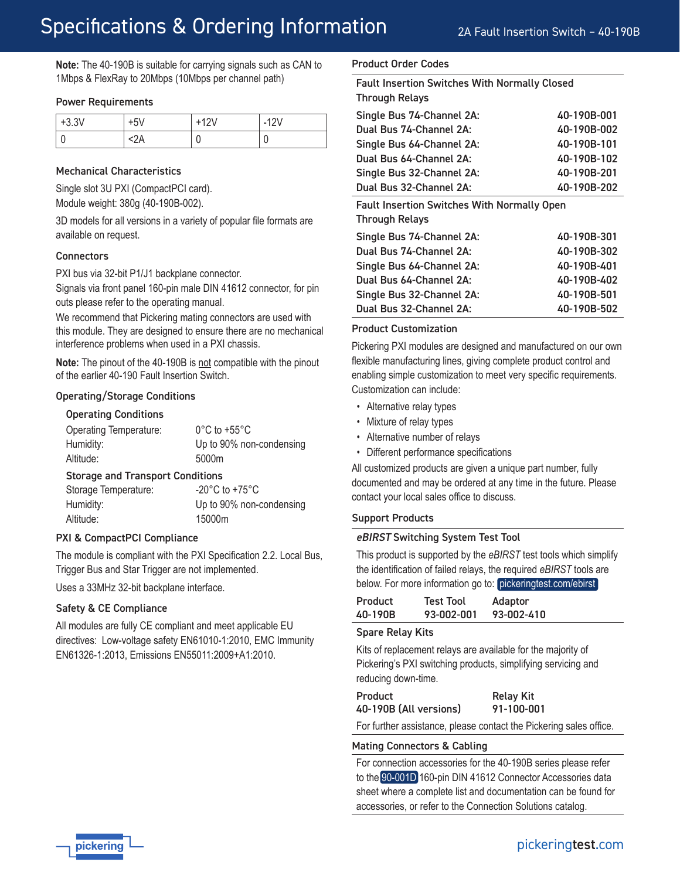# Specifications & Ordering Information

**Note:** The 40-190B is suitable for carrying signals such as CAN to 1Mbps & FlexRay to 20Mbps (10Mbps per channel path)

## Power Requirements

| +3.3V | +5V | +12V | -12V |
|---|---|---|---|
| 0 | <2A | 0 | 0 |

## Mechanical Characteristics

Single slot 3U PXI (CompactPCI card).
Module weight: 380g (40-190B-002).

3D models for all versions in a variety of popular file formats are available on request.

## Connectors

PXI bus via 32-bit P1/J1 backplane connector.
Signals via front panel 160-pin male DIN 41612 connector, for pin outs please refer to the operating manual.
We recommend that Pickering mating connectors are used with this module. They are designed to ensure there are no mechanical interference problems when used in a PXI chassis.

**Note:** The pinout of the 40-190B is not compatible with the pinout of the earlier 40-190 Fault Insertion Switch.

## Operating/Storage Conditions

### Operating Conditions

| | |
|---|---|
| Operating Temperature: | 0°C to +55°C |
| Humidity: | Up to 90% non-condensing |
| Altitude: | 5000m |

### Storage and Transport Conditions

| | |
|---|---|
| Storage Temperature: | -20°C to +75°C |
| Humidity: | Up to 90% non-condensing |
| Altitude: | 15000m |

## PXI & CompactPCI Compliance

The module is compliant with the PXI Specification 2.2. Local Bus, Trigger Bus and Star Trigger are not implemented.

Uses a 33MHz 32-bit backplane interface.

## Safety & CE Compliance

All modules are fully CE compliant and meet applicable EU directives: Low-voltage safety EN61010-1:2010, EMC Immunity EN61326-1:2013, Emissions EN55011:2009+A1:2010.

## Product Order Codes

### Fault Insertion Switches With Normally Closed Through Relays

| | |
|---|---|
| Single Bus 74-Channel 2A: | 40-190B-001 |
| Dual Bus 74-Channel 2A: | 40-190B-002 |
| Single Bus 64-Channel 2A: | 40-190B-101 |
| Dual Bus 64-Channel 2A: | 40-190B-102 |
| Single Bus 32-Channel 2A: | 40-190B-201 |
| Dual Bus 32-Channel 2A: | 40-190B-202 |

### Fault Insertion Switches With Normally Open Through Relays

| | |
|---|---|
| Single Bus 74-Channel 2A: | 40-190B-301 |
| Dual Bus 74-Channel 2A: | 40-190B-302 |
| Single Bus 64-Channel 2A: | 40-190B-401 |
| Dual Bus 64-Channel 2A: | 40-190B-402 |
| Single Bus 32-Channel 2A: | 40-190B-501 |
| Dual Bus 32-Channel 2A: | 40-190B-502 |

## Product Customization

Pickering PXI modules are designed and manufactured on our own flexible manufacturing lines, giving complete product control and enabling simple customization to meet very specific requirements. Customization can include:

- Alternative relay types
- Mixture of relay types
- Alternative number of relays
- Different performance specifications

All customized products are given a unique part number, fully documented and may be ordered at any time in the future. Please contact your local sales office to discuss.

## Support Products

### *eBIRST* Switching System Test Tool

This product is supported by the *eBIRST* test tools which simplify the identification of failed relays, the required *eBIRST* tools are below. For more information go to: pickeringtest.com/ebirst

| Product | Test Tool | Adaptor |
|---|---|---|
| 40-190B | 93-002-001 | 93-002-410 |

### Spare Relay Kits

Kits of replacement relays are available for the majority of Pickering's PXI switching products, simplifying servicing and reducing down-time.

| Product | Relay Kit |
|---|---|
| 40-190B (All versions) | 91-100-001 |

For further assistance, please contact the Pickering sales office.

## Mating Connectors & Cabling

For connection accessories for the 40-190B series please refer to the 90-001D 160-pin DIN 41612 Connector Accessories data sheet where a complete list and documentation can be found for accessories, or refer to the Connection Solutions catalog.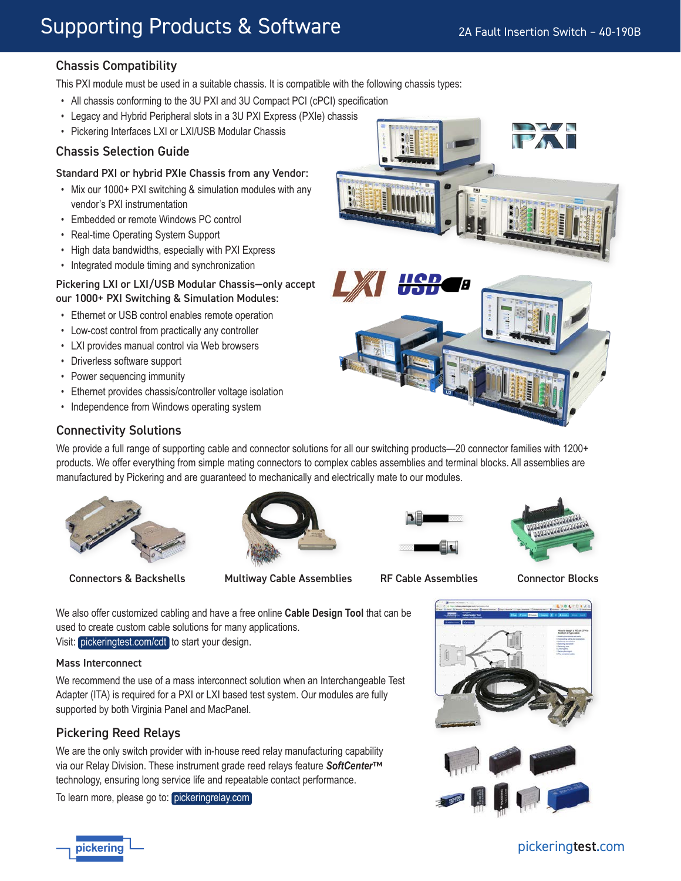# Supporting Products & Software

## Chassis Compatibility

This PXI module must be used in a suitable chassis. It is compatible with the following chassis types:

- All chassis conforming to the 3U PXI and 3U Compact PCI (cPCI) specification
- Legacy and Hybrid Peripheral slots in a 3U PXI Express (PXIe) chassis
- Pickering Interfaces LXI or LXI/USB Modular Chassis

## Chassis Selection Guide

### Standard PXI or hybrid PXIe Chassis from any Vendor:

- Mix our 1000+ PXI switching & simulation modules with any vendor's PXI instrumentation
- Embedded or remote Windows PC control
- Real-time Operating System Support
- High data bandwidths, especially with PXI Express
- Integrated module timing and synchronization

### Pickering LXI or LXI/USB Modular Chassis—only accept our 1000+ PXI Switching & Simulation Modules:

- Ethernet or USB control enables remote operation
- Low-cost control from practically any controller
- LXI provides manual control via Web browsers
- Driverless software support
- Power sequencing immunity
- Ethernet provides chassis/controller voltage isolation
- Independence from Windows operating system

## Connectivity Solutions

We provide a full range of supporting cable and connector solutions for all our switching products—20 connector families with 1200+ products. We offer everything from simple mating connectors to complex cables assemblies and terminal blocks. All assemblies are manufactured by Pickering and are guaranteed to mechanically and electrically mate to our modules.

Connectors & Backshells

Multiway Cable Assemblies

RF Cable Assemblies

Connector Blocks

We also offer customized cabling and have a free online **Cable Design Tool** that can be used to create custom cable solutions for many applications.
Visit: pickeringtest.com/cdt to start your design.

### Mass Interconnect

We recommend the use of a mass interconnect solution when an Interchangeable Test Adapter (ITA) is required for a PXI or LXI based test system. Our modules are fully supported by both Virginia Panel and MacPanel.

## Pickering Reed Relays

We are the only switch provider with in-house reed relay manufacturing capability via our Relay Division. These instrument grade reed relays feature ***SoftCenter™*** technology, ensuring long service life and repeatable contact performance.

To learn more, please go to: pickeringrelay.com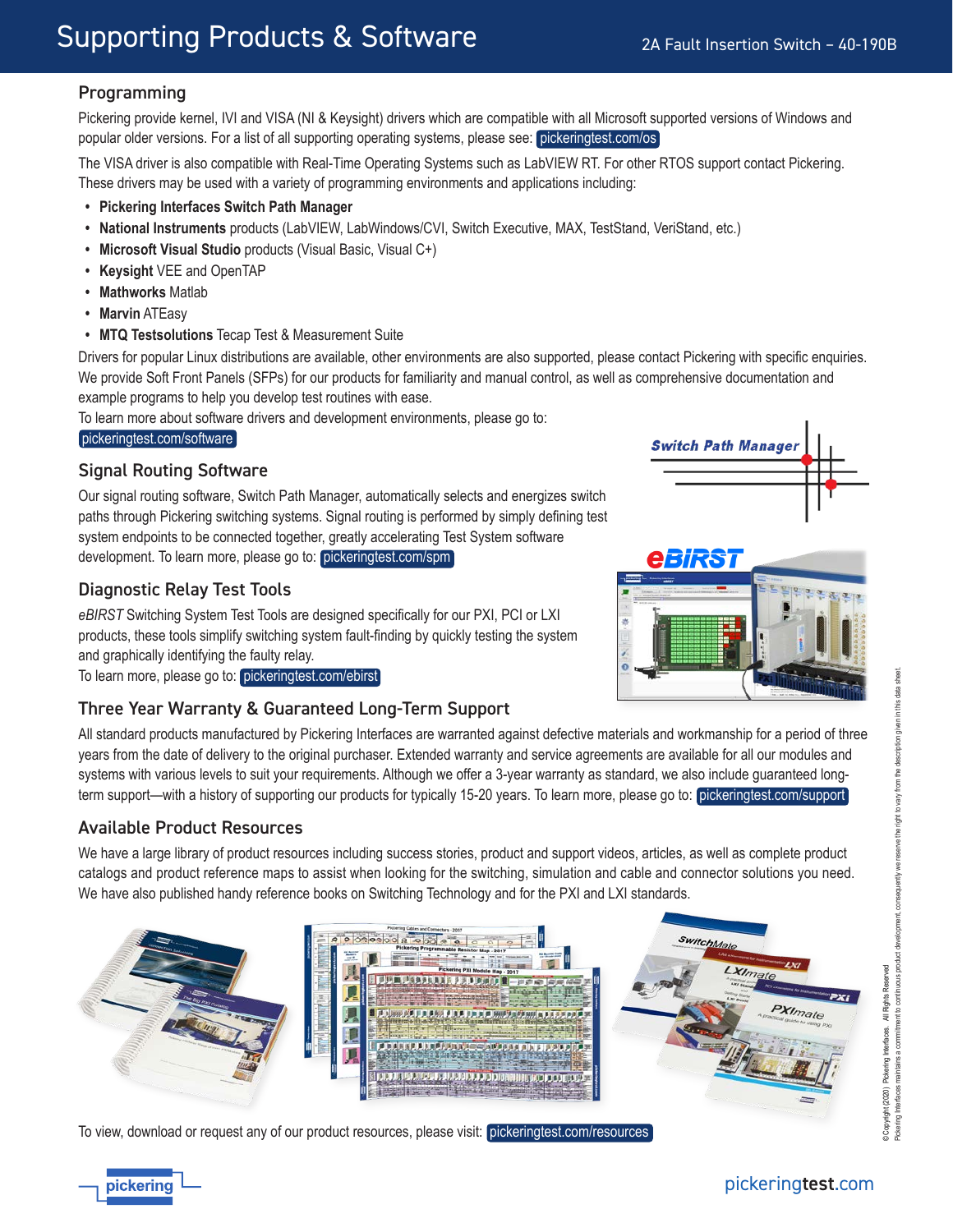# Supporting Products & Software

## Programming

Pickering provide kernel, IVI and VISA (NI & Keysight) drivers which are compatible with all Microsoft supported versions of Windows and popular older versions. For a list of all supporting operating systems, please see: pickeringtest.com/os

The VISA driver is also compatible with Real-Time Operating Systems such as LabVIEW RT. For other RTOS support contact Pickering. These drivers may be used with a variety of programming environments and applications including:

- **Pickering Interfaces Switch Path Manager**
- **National Instruments** products (LabVIEW, LabWindows/CVI, Switch Executive, MAX, TestStand, VeriStand, etc.)
- **Microsoft Visual Studio** products (Visual Basic, Visual C+)
- **Keysight** VEE and OpenTAP
- **Mathworks** Matlab
- **Marvin** ATEasy
- **MTQ Testsolutions** Tecap Test & Measurement Suite

Drivers for popular Linux distributions are available, other environments are also supported, please contact Pickering with specific enquiries. We provide Soft Front Panels (SFPs) for our products for familiarity and manual control, as well as comprehensive documentation and example programs to help you develop test routines with ease.

To learn more about software drivers and development environments, please go to: pickeringtest.com/software

## Signal Routing Software

Our signal routing software, Switch Path Manager, automatically selects and energizes switch paths through Pickering switching systems. Signal routing is performed by simply defining test system endpoints to be connected together, greatly accelerating Test System software development. To learn more, please go to: pickeringtest.com/spm

## Diagnostic Relay Test Tools

*eBIRST* Switching System Test Tools are designed specifically for our PXI, PCI or LXI products, these tools simplify switching system fault-finding by quickly testing the system and graphically identifying the faulty relay.

To learn more, please go to: pickeringtest.com/ebirst

## Three Year Warranty & Guaranteed Long-Term Support

All standard products manufactured by Pickering Interfaces are warranted against defective materials and workmanship for a period of three years from the date of delivery to the original purchaser. Extended warranty and service agreements are available for all our modules and systems with various levels to suit your requirements. Although we offer a 3-year warranty as standard, we also include guaranteed long-term support—with a history of supporting our products for typically 15-20 years. To learn more, please go to: pickeringtest.com/support

## Available Product Resources

We have a large library of product resources including success stories, product and support videos, articles, as well as complete product catalogs and product reference maps to assist when looking for the switching, simulation and cable and connector solutions you need. We have also published handy reference books on Switching Technology and for the PXI and LXI standards.

To view, download or request any of our product resources, please visit: pickeringtest.com/resources

©Copyright (2020) Pickering Interfaces. All Rights Reserved. Pickering Interfaces maintains a commitment to continuous product development, consequently we reserve the right to vary from the description given in this data sheet.